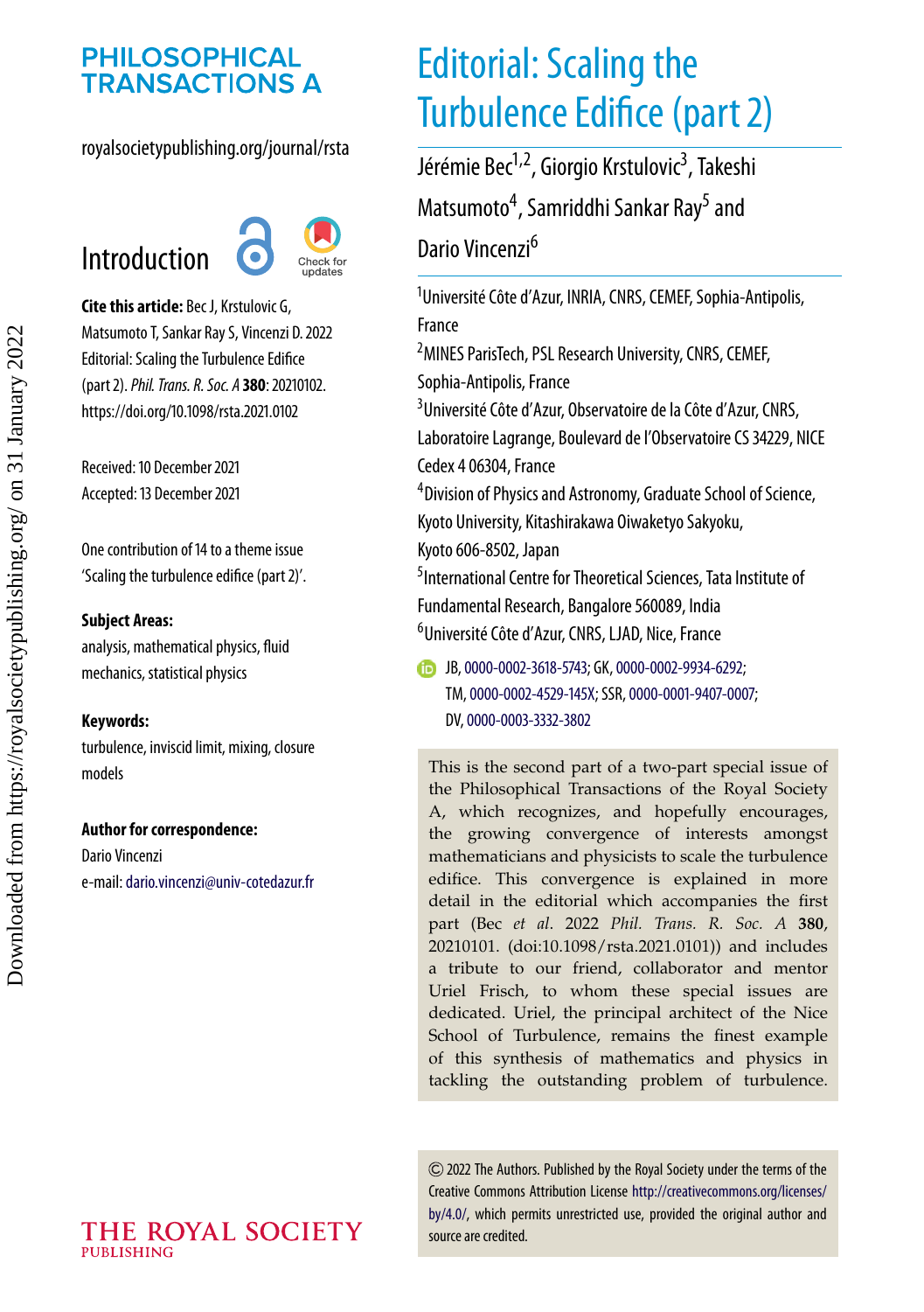# Editorial: Scaling the Turbulence Edifice (part 2)

Jérémie Bec[1,2], Giorgio Krstulovic[3], Takeshi Matsumoto[4], Samriddhi Sankar Ray[5] and Dario Vincenzi[6]

[1]Université Côte d'Azur, INRIA, CNRS, CEMEF, Sophia-Antipolis, France

[2]MINES ParisTech, PSL Research University, CNRS, CEMEF, Sophia-Antipolis, France

[3]Université Côte d'Azur, Observatoire de la Côte d'Azur, CNRS, Laboratoire Lagrange, Boulevard de l'Observatoire CS 34229, NICE Cedex 4 06304, France

[4]Division of Physics and Astronomy, Graduate School of Science, Kyoto University, Kitashirakawa Oiwaketyo Sakyoku, Kyoto 606-8502, Japan

[5]International Centre for Theoretical Sciences, Tata Institute of Fundamental Research, Bangalore 560089, India

[6]Université Côte d'Azur, CNRS, LJAD, Nice, France

JB, 0000-0002-3618-5743; GK, 0000-0002-9934-6292; TM, 0000-0002-4529-145X; SSR, 0000-0001-9407-0007; DV, 0000-0003-3332-3802

## Introduction

**Cite this article:** Bec J, Krstulovic G, Matsumoto T, Sankar Ray S, Vincenzi D. 2022 Editorial: Scaling the Turbulence Edifice (part 2). *Phil. Trans. R. Soc. A* **380**: 20210102. https://doi.org/10.1098/rsta.2021.0102

Received: 10 December 2021
Accepted: 13 December 2021

One contribution of 14 to a theme issue 'Scaling the turbulence edifice (part 2)'.

**Subject Areas:**
analysis, mathematical physics, fluid mechanics, statistical physics

**Keywords:**
turbulence, inviscid limit, mixing, closure models

**Author for correspondence:**
Dario Vincenzi
e-mail: dario.vincenzi@univ-cotedazur.fr

This is the second part of a two-part special issue of the Philosophical Transactions of the Royal Society A, which recognizes, and hopefully encourages, the growing convergence of interests amongst mathematicians and physicists to scale the turbulence edifice. This convergence is explained in more detail in the editorial which accompanies the first part (Bec *et al*. 2022 *Phil. Trans. R. Soc. A* **380**, 20210101. (doi:10.1098/rsta.2021.0101)) and includes a tribute to our friend, collaborator and mentor Uriel Frisch, to whom these special issues are dedicated. Uriel, the principal architect of the Nice School of Turbulence, remains the finest example of this synthesis of mathematics and physics in tackling the outstanding problem of turbulence.

© 2022 The Authors. Published by the Royal Society under the terms of the Creative Commons Attribution License http://creativecommons.org/licenses/by/4.0/, which permits unrestricted use, provided the original author and source are credited.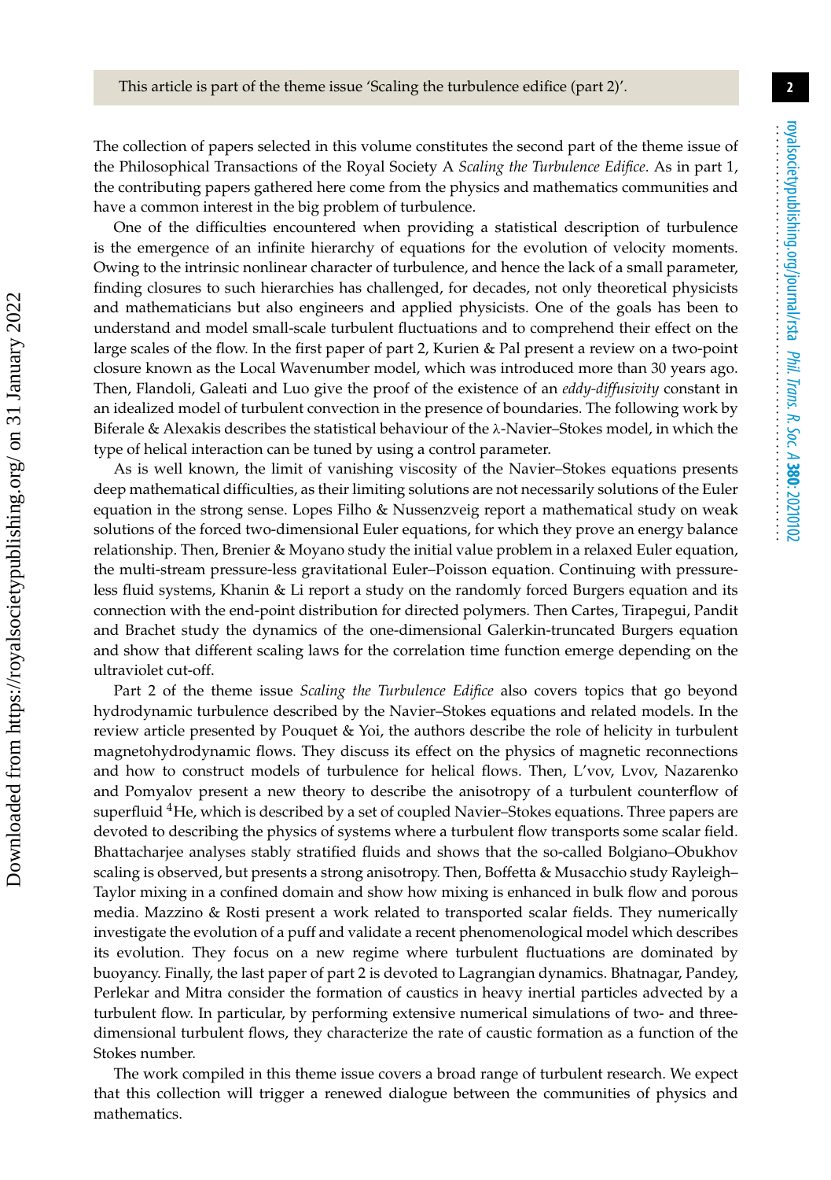This article is part of the theme issue 'Scaling the turbulence edifice (part 2)'.

The collection of papers selected in this volume constitutes the second part of the theme issue of the Philosophical Transactions of the Royal Society A *Scaling the Turbulence Edifice*. As in part 1, the contributing papers gathered here come from the physics and mathematics communities and have a common interest in the big problem of turbulence.

One of the difficulties encountered when providing a statistical description of turbulence is the emergence of an infinite hierarchy of equations for the evolution of velocity moments. Owing to the intrinsic nonlinear character of turbulence, and hence the lack of a small parameter, finding closures to such hierarchies has challenged, for decades, not only theoretical physicists and mathematicians but also engineers and applied physicists. One of the goals has been to understand and model small-scale turbulent fluctuations and to comprehend their effect on the large scales of the flow. In the first paper of part 2, Kurien & Pal present a review on a two-point closure known as the Local Wavenumber model, which was introduced more than 30 years ago. Then, Flandoli, Galeati and Luo give the proof of the existence of an *eddy-diffusivity* constant in an idealized model of turbulent convection in the presence of boundaries. The following work by Biferale & Alexakis describes the statistical behaviour of the $\lambda$-Navier–Stokes model, in which the type of helical interaction can be tuned by using a control parameter.

As is well known, the limit of vanishing viscosity of the Navier–Stokes equations presents deep mathematical difficulties, as their limiting solutions are not necessarily solutions of the Euler equation in the strong sense. Lopes Filho & Nussenzveig report a mathematical study on weak solutions of the forced two-dimensional Euler equations, for which they prove an energy balance relationship. Then, Brenier & Moyano study the initial value problem in a relaxed Euler equation, the multi-stream pressure-less gravitational Euler–Poisson equation. Continuing with pressure-less fluid systems, Khanin & Li report a study on the randomly forced Burgers equation and its connection with the end-point distribution for directed polymers. Then Cartes, Tirapegui, Pandit and Brachet study the dynamics of the one-dimensional Galerkin-truncated Burgers equation and show that different scaling laws for the correlation time function emerge depending on the ultraviolet cut-off.

Part 2 of the theme issue *Scaling the Turbulence Edifice* also covers topics that go beyond hydrodynamic turbulence described by the Navier–Stokes equations and related models. In the review article presented by Pouquet & Yoi, the authors describe the role of helicity in turbulent magnetohydrodynamic flows. They discuss its effect on the physics of magnetic reconnections and how to construct models of turbulence for helical flows. Then, L'vov, Lvov, Nazarenko and Pomyalov present a new theory to describe the anisotropy of a turbulent counterflow of superfluid $^4$He, which is described by a set of coupled Navier–Stokes equations. Three papers are devoted to describing the physics of systems where a turbulent flow transports some scalar field. Bhattacharjee analyses stably stratified fluids and shows that the so-called Bolgiano–Obukhov scaling is observed, but presents a strong anisotropy. Then, Boffetta & Musacchio study Rayleigh–Taylor mixing in a confined domain and show how mixing is enhanced in bulk flow and porous media. Mazzino & Rosti present a work related to transported scalar fields. They numerically investigate the evolution of a puff and validate a recent phenomenological model which describes its evolution. They focus on a new regime where turbulent fluctuations are dominated by buoyancy. Finally, the last paper of part 2 is devoted to Lagrangian dynamics. Bhatnagar, Pandey, Perlekar and Mitra consider the formation of caustics in heavy inertial particles advected by a turbulent flow. In particular, by performing extensive numerical simulations of two- and three-dimensional turbulent flows, they characterize the rate of caustic formation as a function of the Stokes number.

The work compiled in this theme issue covers a broad range of turbulent research. We expect that this collection will trigger a renewed dialogue between the communities of physics and mathematics.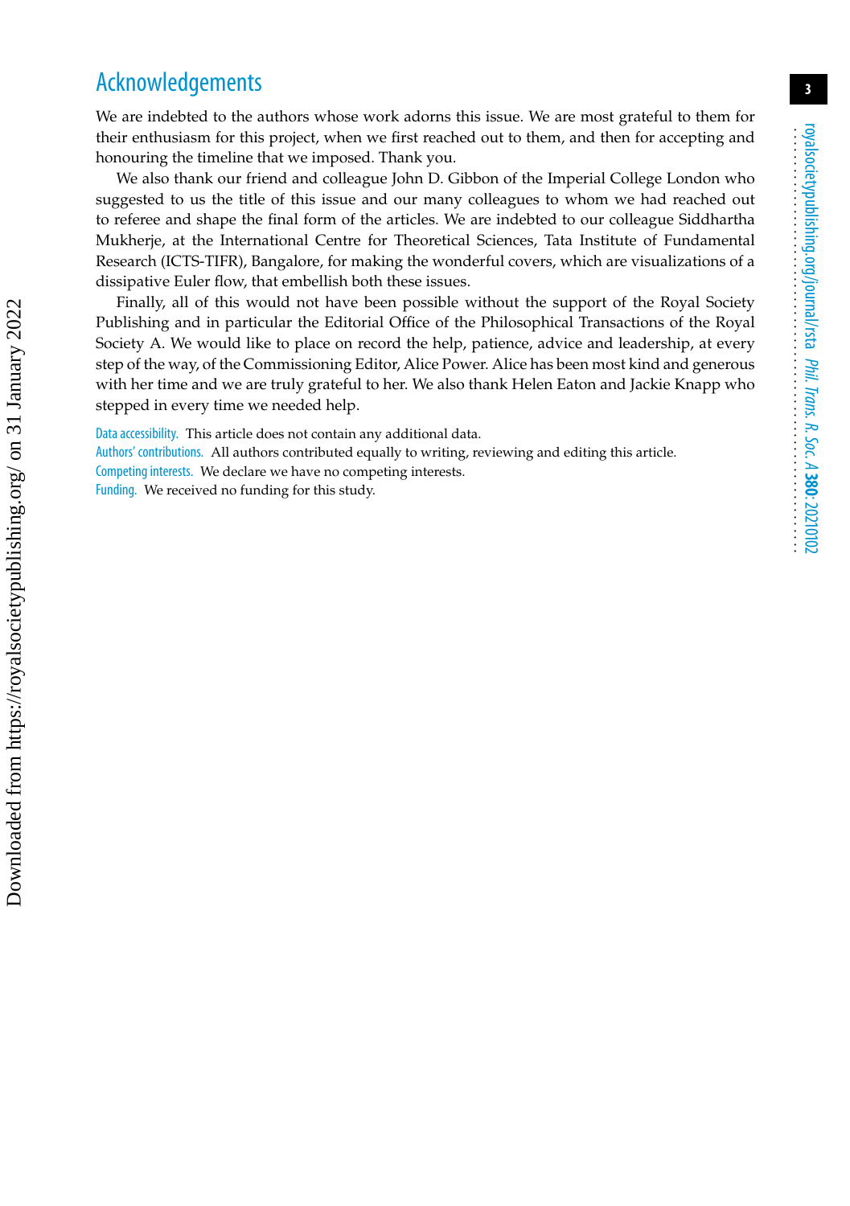## Acknowledgements

We are indebted to the authors whose work adorns this issue. We are most grateful to them for their enthusiasm for this project, when we first reached out to them, and then for accepting and honouring the timeline that we imposed. Thank you.

We also thank our friend and colleague John D. Gibbon of the Imperial College London who suggested to us the title of this issue and our many colleagues to whom we had reached out to referee and shape the final form of the articles. We are indebted to our colleague Siddhartha Mukherje, at the International Centre for Theoretical Sciences, Tata Institute of Fundamental Research (ICTS-TIFR), Bangalore, for making the wonderful covers, which are visualizations of a dissipative Euler flow, that embellish both these issues.

Finally, all of this would not have been possible without the support of the Royal Society Publishing and in particular the Editorial Office of the Philosophical Transactions of the Royal Society A. We would like to place on record the help, patience, advice and leadership, at every step of the way, of the Commissioning Editor, Alice Power. Alice has been most kind and generous with her time and we are truly grateful to her. We also thank Helen Eaton and Jackie Knapp who stepped in every time we needed help.

Data accessibility. This article does not contain any additional data.

Authors' contributions. All authors contributed equally to writing, reviewing and editing this article.

Competing interests. We declare we have no competing interests.

Funding. We received no funding for this study.